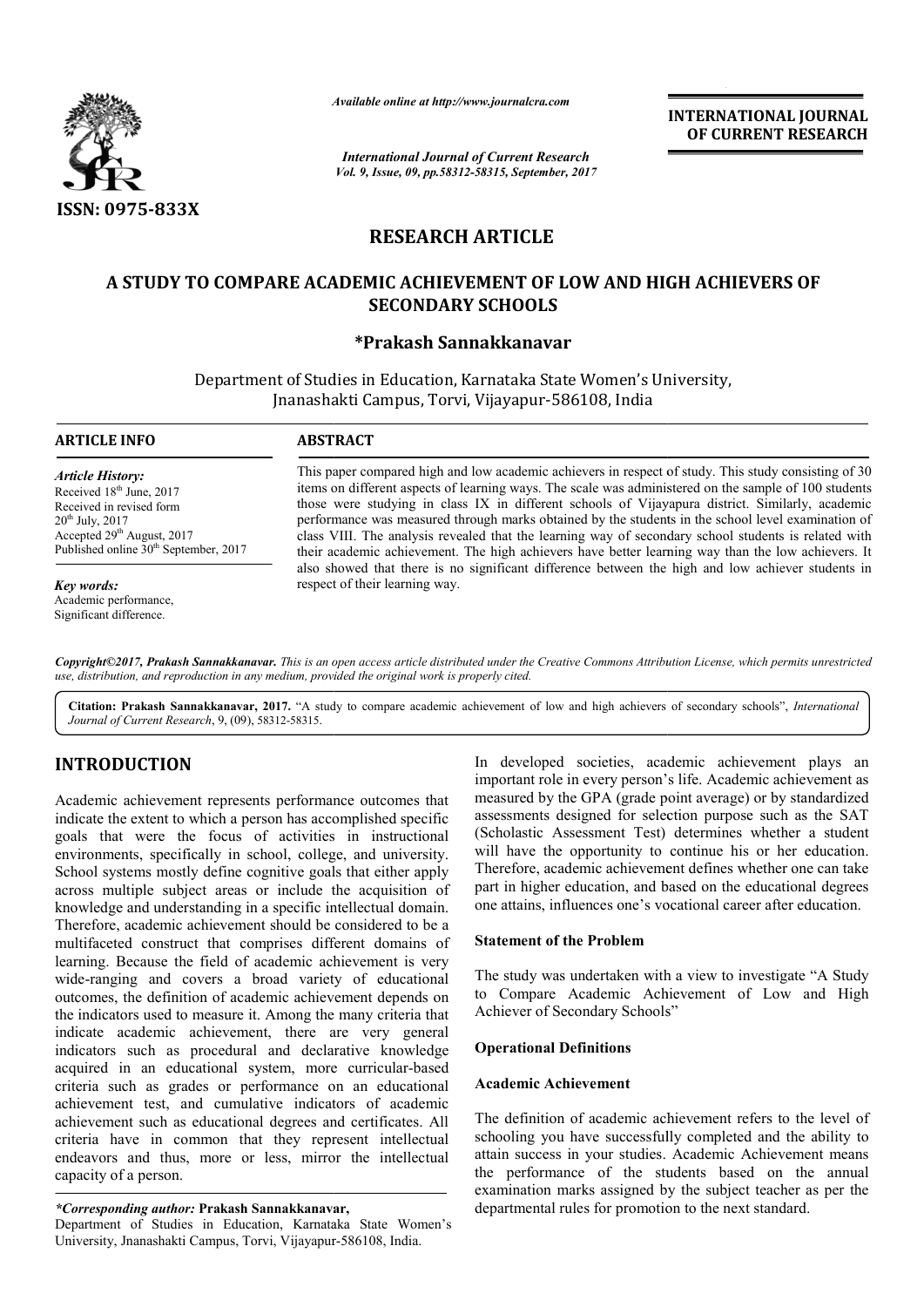ISSN: 0975-833X

*Available online at http://www.journalcra.com*

*International Journal of Current Research*
*Vol. 9, Issue, 09, pp.58312-58315, September, 2017*

**INTERNATIONAL JOURNAL OF CURRENT RESEARCH**

# RESEARCH ARTICLE

# A STUDY TO COMPARE ACADEMIC ACHIEVEMENT OF LOW AND HIGH ACHIEVERS OF SECONDARY SCHOOLS

**\*Prakash Sannakkanavar**

Department of Studies in Education, Karnataka State Women's University, Jnanashakti Campus, Torvi, Vijayapur-586108, India

**ARTICLE INFO**

*Article History:*
Received 18th June, 2017
Received in revised form 20th July, 2017
Accepted 29th August, 2017
Published online 30th September, 2017

*Key words:*
Academic performance,
Significant difference.

**ABSTRACT**

This paper compared high and low academic achievers in respect of study. This study consisting of 30 items on different aspects of learning ways. The scale was administered on the sample of 100 students those were studying in class IX in different schools of Vijayapura district. Similarly, academic performance was measured through marks obtained by the students in the school level examination of class VIII. The analysis revealed that the learning way of secondary school students is related with their academic achievement. The high achievers have better learning way than the low achievers. It also showed that there is no significant difference between the high and low achiever students in respect of their learning way.

*Copyright©2017, Prakash Sannakkanavar. This is an open access article distributed under the Creative Commons Attribution License, which permits unrestricted use, distribution, and reproduction in any medium, provided the original work is properly cited.*

**Citation: Prakash Sannakkanavar, 2017.** "A study to compare academic achievement of low and high achievers of secondary schools", *International Journal of Current Research*, 9, (09), 58312-58315.

## INTRODUCTION

Academic achievement represents performance outcomes that indicate the extent to which a person has accomplished specific goals that were the focus of activities in instructional environments, specifically in school, college, and university. School systems mostly define cognitive goals that either apply across multiple subject areas or include the acquisition of knowledge and understanding in a specific intellectual domain. Therefore, academic achievement should be considered to be a multifaceted construct that comprises different domains of learning. Because the field of academic achievement is very wide-ranging and covers a broad variety of educational outcomes, the definition of academic achievement depends on the indicators used to measure it. Among the many criteria that indicate academic achievement, there are very general indicators such as procedural and declarative knowledge acquired in an educational system, more curricular-based criteria such as grades or performance on an educational achievement test, and cumulative indicators of academic achievement such as educational degrees and certificates. All criteria have in common that they represent intellectual endeavors and thus, more or less, mirror the intellectual capacity of a person.

*\*Corresponding author:* **Prakash Sannakkanavar,**
Department of Studies in Education, Karnataka State Women's University, Jnanashakti Campus, Torvi, Vijayapur-586108, India.

In developed societies, academic achievement plays an important role in every person's life. Academic achievement as measured by the GPA (grade point average) or by standardized assessments designed for selection purpose such as the SAT (Scholastic Assessment Test) determines whether a student will have the opportunity to continue his or her education. Therefore, academic achievement defines whether one can take part in higher education, and based on the educational degrees one attains, influences one's vocational career after education.

### Statement of the Problem

The study was undertaken with a view to investigate "A Study to Compare Academic Achievement of Low and High Achiever of Secondary Schools"

### Operational Definitions

### Academic Achievement

The definition of academic achievement refers to the level of schooling you have successfully completed and the ability to attain success in your studies. Academic Achievement means the performance of the students based on the annual examination marks assigned by the subject teacher as per the departmental rules for promotion to the next standard.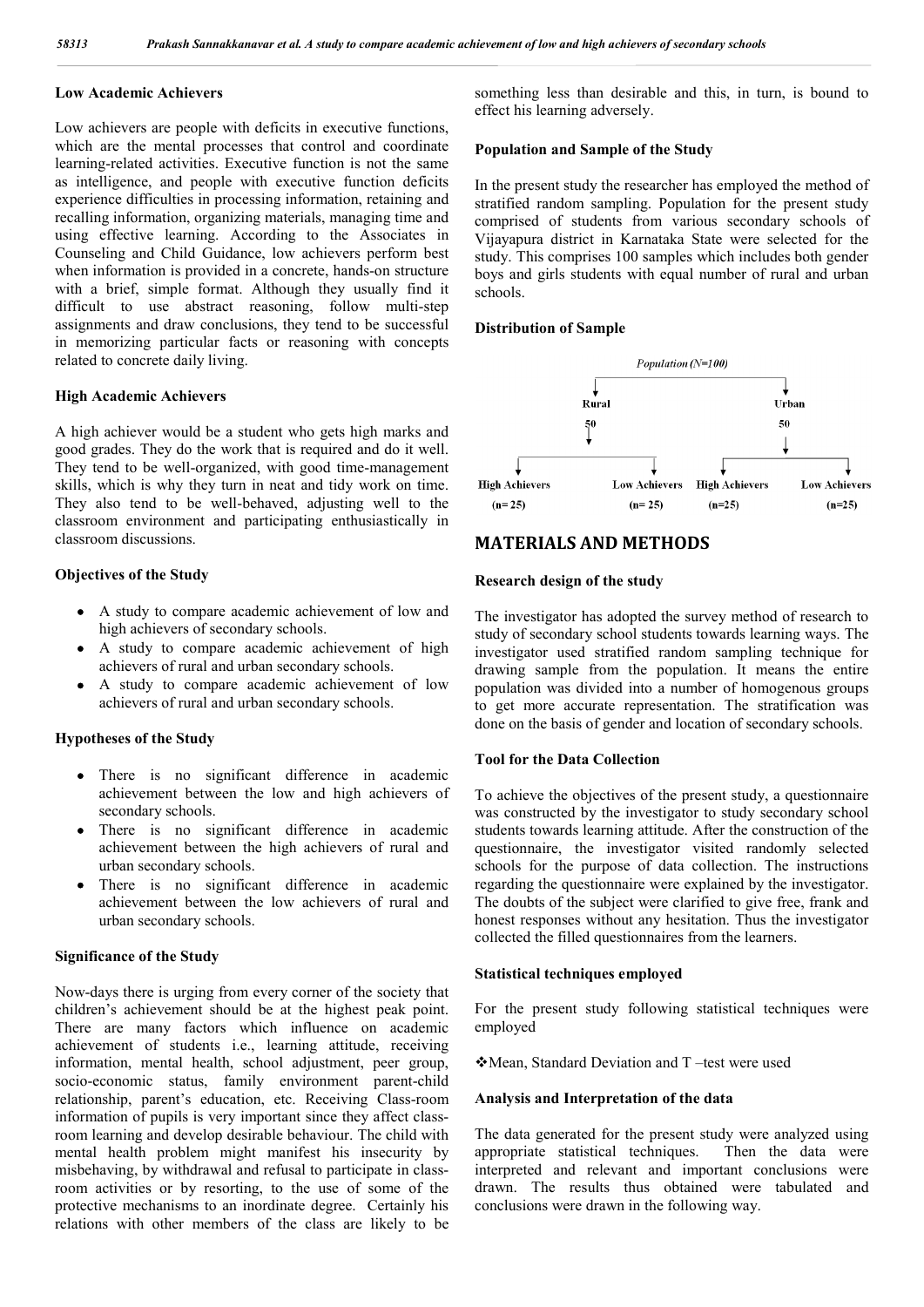### Low Academic Achievers

Low achievers are people with deficits in executive functions, which are the mental processes that control and coordinate learning-related activities. Executive function is not the same as intelligence, and people with executive function deficits experience difficulties in processing information, retaining and recalling information, organizing materials, managing time and using effective learning. According to the Associates in Counseling and Child Guidance, low achievers perform best when information is provided in a concrete, hands-on structure with a brief, simple format. Although they usually find it difficult to use abstract reasoning, follow multi-step assignments and draw conclusions, they tend to be successful in memorizing particular facts or reasoning with concepts related to concrete daily living.

### High Academic Achievers

A high achiever would be a student who gets high marks and good grades. They do the work that is required and do it well. They tend to be well-organized, with good time-management skills, which is why they turn in neat and tidy work on time. They also tend to be well-behaved, adjusting well to the classroom environment and participating enthusiastically in classroom discussions.

### Objectives of the Study

- A study to compare academic achievement of low and high achievers of secondary schools.
- A study to compare academic achievement of high achievers of rural and urban secondary schools.
- A study to compare academic achievement of low achievers of rural and urban secondary schools.

### Hypotheses of the Study

- There is no significant difference in academic achievement between the low and high achievers of secondary schools.
- There is no significant difference in academic achievement between the high achievers of rural and urban secondary schools.
- There is no significant difference in academic achievement between the low achievers of rural and urban secondary schools.

### Significance of the Study

Now-days there is urging from every corner of the society that children's achievement should be at the highest peak point. There are many factors which influence on academic achievement of students i.e., learning attitude, receiving information, mental health, school adjustment, peer group, socio-economic status, family environment parent-child relationship, parent's education, etc. Receiving Class-room information of pupils is very important since they affect class-room learning and develop desirable behaviour. The child with mental health problem might manifest his insecurity by misbehaving, by withdrawal and refusal to participate in class-room activities or by resorting, to the use of some of the protective mechanisms to an inordinate degree. Certainly his relations with other members of the class are likely to be something less than desirable and this, in turn, is bound to effect his learning adversely.

### Population and Sample of the Study

In the present study the researcher has employed the method of stratified random sampling. Population for the present study comprised of students from various secondary schools of Vijayapura district in Karnataka State were selected for the study. This comprises 100 samples which includes both gender boys and girls students with equal number of rural and urban schools.

### Distribution of Sample

*Population (N=100)*

- Rural 50
  - High Achievers (n= 25)
  - Low Achievers (n= 25)
- Urban 50
  - High Achievers (n=25)
  - Low Achievers (n=25)

## MATERIALS AND METHODS

### Research design of the study

The investigator has adopted the survey method of research to study of secondary school students towards learning ways. The investigator used stratified random sampling technique for drawing sample from the population. It means the entire population was divided into a number of homogenous groups to get more accurate representation. The stratification was done on the basis of gender and location of secondary schools.

### Tool for the Data Collection

To achieve the objectives of the present study, a questionnaire was constructed by the investigator to study secondary school students towards learning attitude. After the construction of the questionnaire, the investigator visited randomly selected schools for the purpose of data collection. The instructions regarding the questionnaire were explained by the investigator. The doubts of the subject were clarified to give free, frank and honest responses without any hesitation. Thus the investigator collected the filled questionnaires from the learners.

### Statistical techniques employed

For the present study following statistical techniques were employed

❖Mean, Standard Deviation and T –test were used

### Analysis and Interpretation of the data

The data generated for the present study were analyzed using appropriate statistical techniques. Then the data were interpreted and relevant and important conclusions were drawn. The results thus obtained were tabulated and conclusions were drawn in the following way.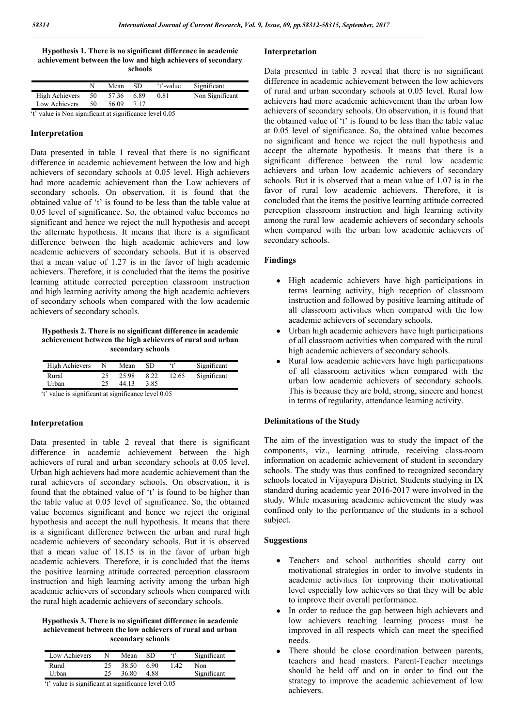**Hypothesis 1. There is no significant difference in academic achievement between the low and high achievers of secondary schools**

| | N | Mean | SD | 't'-value | Significant |
|---|---|---|---|---|---|
| High Achievers | 50 | 57.36 | 6.89 | 0.81 | Non Significant |
| Low Achievers | 50 | 56.09 | 7.17 | | |

't' value is Non significant at significance level 0.05

### Interpretation

Data presented in table 1 reveal that there is no significant difference in academic achievement between the low and high achievers of secondary schools at 0.05 level. High achievers had more academic achievement than the Low achievers of secondary schools. On observation, it is found that the obtained value of 't' is found to be less than the table value at 0.05 level of significance. So, the obtained value becomes no significant and hence we reject the null hypothesis and accept the alternate hypothesis. It means that there is a significant difference between the high academic achievers and low academic achievers of secondary schools. But it is observed that a mean value of 1.27 is in the favor of high academic achievers. Therefore, it is concluded that the items the positive learning attitude corrected perception classroom instruction and high learning activity among the high academic achievers of secondary schools when compared with the low academic achievers of secondary schools.

**Hypothesis 2. There is no significant difference in academic achievement between the high achievers of rural and urban secondary schools**

| High Achievers | N | Mean | SD | 't' | Significant |
|---|---|---|---|---|---|
| Rural | 25 | 25.98 | 8.22 | 12.65 | Significant |
| Urban | 25 | 44.13 | 3.85 | | |

't' value is significant at significance level 0.05

### Interpretation

Data presented in table 2 reveal that there is significant difference in academic achievement between the high achievers of rural and urban secondary schools at 0.05 level. Urban high achievers had more academic achievement than the rural achievers of secondary schools. On observation, it is found that the obtained value of 't' is found to be higher than the table value at 0.05 level of significance. So, the obtained value becomes significant and hence we reject the original hypothesis and accept the null hypothesis. It means that there is a significant difference between the urban and rural high academic achievers of secondary schools. But it is observed that a mean value of 18.15 is in the favor of urban high academic achievers. Therefore, it is concluded that the items the positive learning attitude corrected perception classroom instruction and high learning activity among the urban high academic achievers of secondary schools when compared with the rural high academic achievers of secondary schools.

**Hypothesis 3. There is no significant difference in academic achievement between the low achievers of rural and urban secondary schools**

| Low Achievers | N | Mean | SD | 't' | Significant |
|---|---|---|---|---|---|
| Rural | 25 | 38.50 | 6.90 | 1.42 | Non |
| Urban | 25 | 36.80 | 4.88 | | Significant |

't' value is significant at significance level 0.05

### Interpretation

Data presented in table 3 reveal that there is no significant difference in academic achievement between the low achievers of rural and urban secondary schools at 0.05 level. Rural low achievers had more academic achievement than the urban low achievers of secondary schools. On observation, it is found that the obtained value of 't' is found to be less than the table value at 0.05 level of significance. So, the obtained value becomes no significant and hence we reject the null hypothesis and accept the alternate hypothesis. It means that there is a significant difference between the rural low academic achievers and urban low academic achievers of secondary schools. But it is observed that a mean value of 1.07 is in the favor of rural low academic achievers. Therefore, it is concluded that the items the positive learning attitude corrected perception classroom instruction and high learning activity among the rural low academic achievers of secondary schools when compared with the urban low academic achievers of secondary schools.

### Findings

- High academic achievers have high participations in terms learning activity, high reception of classroom instruction and followed by positive learning attitude of all classroom activities when compared with the low academic achievers of secondary schools.
- Urban high academic achievers have high participations of all classroom activities when compared with the rural high academic achievers of secondary schools.
- Rural low academic achievers have high participations of all classroom activities when compared with the urban low academic achievers of secondary schools. This is because they are bold, strong, sincere and honest in terms of regularity, attendance learning activity.

### Delimitations of the Study

The aim of the investigation was to study the impact of the components, viz., learning attitude, receiving class-room information on academic achievement of student in secondary schools. The study was thus confined to recognized secondary schools located in Vijayapura District. Students studying in IX standard during academic year 2016-2017 were involved in the study. While measuring academic achievement the study was confined only to the performance of the students in a school subject.

### Suggestions

- Teachers and school authorities should carry out motivational strategies in order to involve students in academic activities for improving their motivational level especially low achievers so that they will be able to improve their overall performance.
- In order to reduce the gap between high achievers and low achievers teaching learning process must be improved in all respects which can meet the specified needs.
- There should be close coordination between parents, teachers and head masters. Parent-Teacher meetings should be held off and on in order to find out the strategy to improve the academic achievement of low achievers.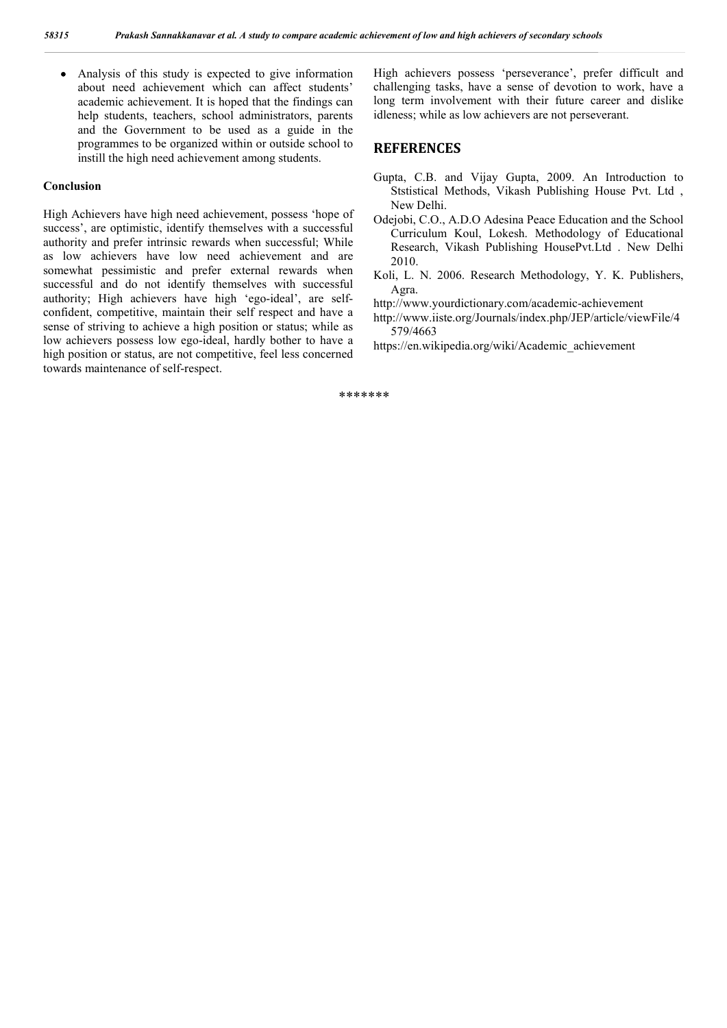- Analysis of this study is expected to give information about need achievement which can affect students' academic achievement. It is hoped that the findings can help students, teachers, school administrators, parents and the Government to be used as a guide in the programmes to be organized within or outside school to instill the high need achievement among students.

### Conclusion

High Achievers have high need achievement, possess 'hope of success', are optimistic, identify themselves with a successful authority and prefer intrinsic rewards when successful; While as low achievers have low need achievement and are somewhat pessimistic and prefer external rewards when successful and do not identify themselves with successful authority; High achievers have high 'ego-ideal', are self-confident, competitive, maintain their self respect and have a sense of striving to achieve a high position or status; while as low achievers possess low ego-ideal, hardly bother to have a high position or status, are not competitive, feel less concerned towards maintenance of self-respect. High achievers possess 'perseverance', prefer difficult and challenging tasks, have a sense of devotion to work, have a long term involvement with their future career and dislike idleness; while as low achievers are not perseverant.

## REFERENCES

Gupta, C.B. and Vijay Gupta, 2009. An Introduction to Ststistical Methods, Vikash Publishing House Pvt. Ltd , New Delhi.

Odejobi, C.O., A.D.O Adesina Peace Education and the School Curriculum Koul, Lokesh. Methodology of Educational Research, Vikash Publishing HousePvt.Ltd . New Delhi 2010.

Koli, L. N. 2006. Research Methodology, Y. K. Publishers, Agra.

http://www.yourdictionary.com/academic-achievement

http://www.iiste.org/Journals/index.php/JEP/article/viewFile/4579/4663

https://en.wikipedia.org/wiki/Academic_achievement

*******